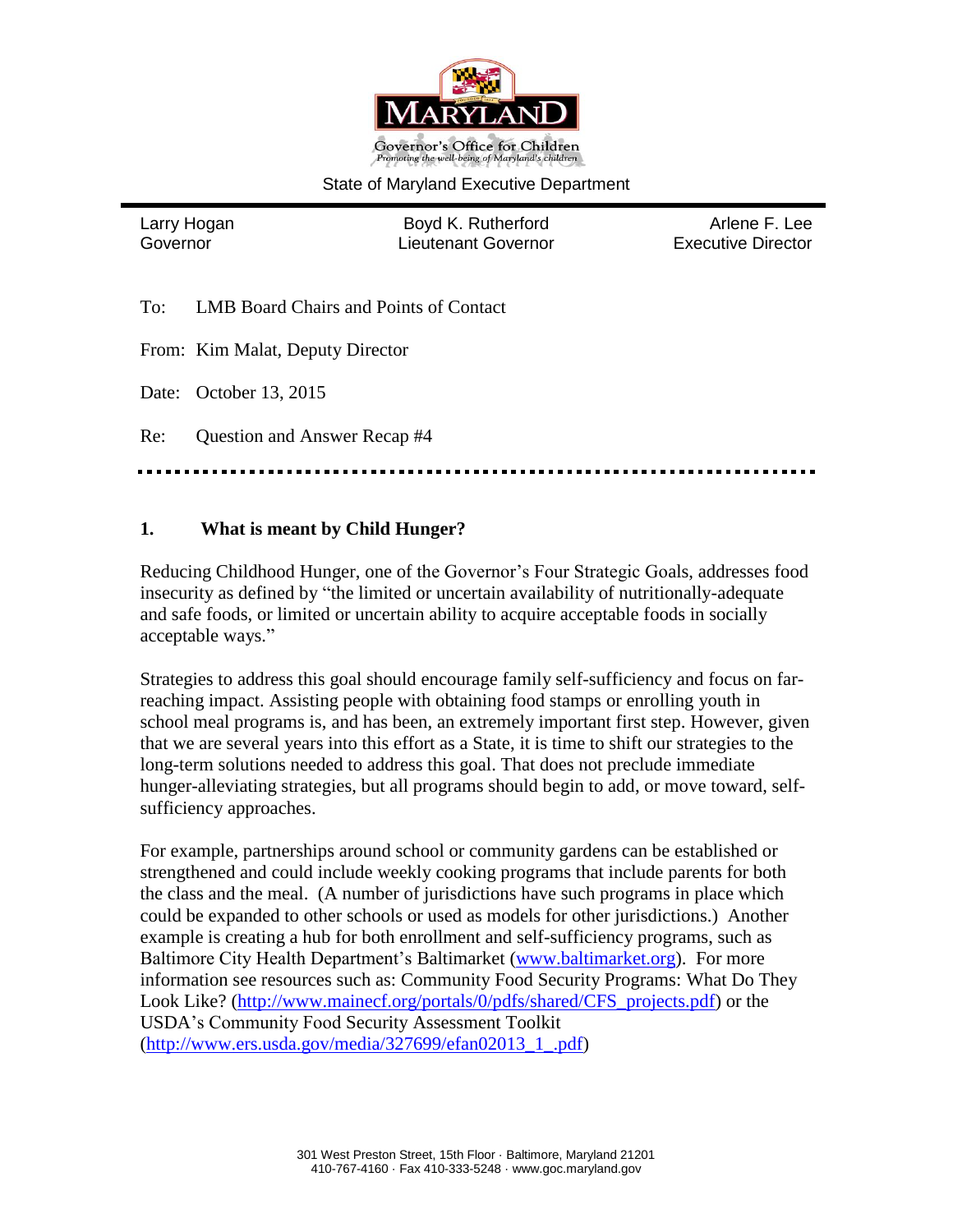Governor's Office for Children

*Promoting the well-being of Maryland's children*

State of Maryland Executive Department

| Larry Hogan<br>Governor | Boyd K. Rutherford<br>Lieutenant Governor | Arlene F. Lee<br>Executive Director |
|---|---|---|

To: LMB Board Chairs and Points of Contact

From: Kim Malat, Deputy Director

Date: October 13, 2015

Re: Question and Answer Recap #4

---

### 1. What is meant by Child Hunger?

Reducing Childhood Hunger, one of the Governor's Four Strategic Goals, addresses food insecurity as defined by "the limited or uncertain availability of nutritionally-adequate and safe foods, or limited or uncertain ability to acquire acceptable foods in socially acceptable ways."

Strategies to address this goal should encourage family self-sufficiency and focus on far-reaching impact. Assisting people with obtaining food stamps or enrolling youth in school meal programs is, and has been, an extremely important first step. However, given that we are several years into this effort as a State, it is time to shift our strategies to the long-term solutions needed to address this goal. That does not preclude immediate hunger-alleviating strategies, but all programs should begin to add, or move toward, self-sufficiency approaches.

For example, partnerships around school or community gardens can be established or strengthened and could include weekly cooking programs that include parents for both the class and the meal. (A number of jurisdictions have such programs in place which could be expanded to other schools or used as models for other jurisdictions.) Another example is creating a hub for both enrollment and self-sufficiency programs, such as Baltimore City Health Department's Baltimarket (www.baltimarket.org). For more information see resources such as: Community Food Security Programs: What Do They Look Like? (http://www.mainecf.org/portals/0/pdfs/shared/CFS_projects.pdf) or the USDA's Community Food Security Assessment Toolkit (http://www.ers.usda.gov/media/327699/efan02013_1_.pdf)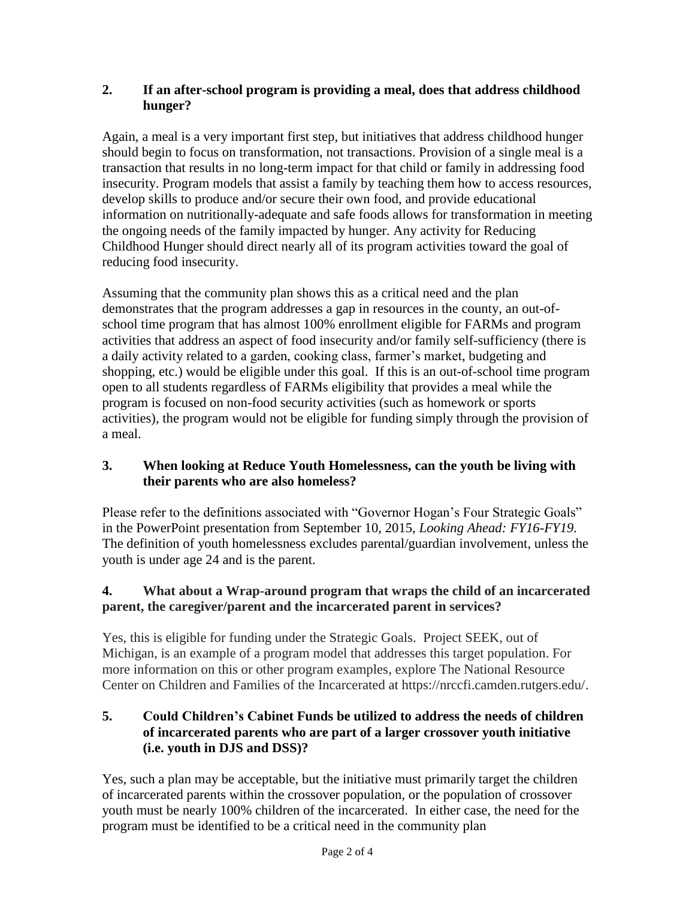**2. If an after-school program is providing a meal, does that address childhood hunger?**

Again, a meal is a very important first step, but initiatives that address childhood hunger should begin to focus on transformation, not transactions. Provision of a single meal is a transaction that results in no long-term impact for that child or family in addressing food insecurity. Program models that assist a family by teaching them how to access resources, develop skills to produce and/or secure their own food, and provide educational information on nutritionally-adequate and safe foods allows for transformation in meeting the ongoing needs of the family impacted by hunger. Any activity for Reducing Childhood Hunger should direct nearly all of its program activities toward the goal of reducing food insecurity.

Assuming that the community plan shows this as a critical need and the plan demonstrates that the program addresses a gap in resources in the county, an out-of-school time program that has almost 100% enrollment eligible for FARMs and program activities that address an aspect of food insecurity and/or family self-sufficiency (there is a daily activity related to a garden, cooking class, farmer's market, budgeting and shopping, etc.) would be eligible under this goal. If this is an out-of-school time program open to all students regardless of FARMs eligibility that provides a meal while the program is focused on non-food security activities (such as homework or sports activities), the program would not be eligible for funding simply through the provision of a meal.

**3. When looking at Reduce Youth Homelessness, can the youth be living with their parents who are also homeless?**

Please refer to the definitions associated with "Governor Hogan's Four Strategic Goals" in the PowerPoint presentation from September 10, 2015, *Looking Ahead: FY16-FY19.* The definition of youth homelessness excludes parental/guardian involvement, unless the youth is under age 24 and is the parent.

**4. What about a Wrap-around program that wraps the child of an incarcerated parent, the caregiver/parent and the incarcerated parent in services?**

Yes, this is eligible for funding under the Strategic Goals. Project SEEK, out of Michigan, is an example of a program model that addresses this target population. For more information on this or other program examples, explore The National Resource Center on Children and Families of the Incarcerated at https://nrccfi.camden.rutgers.edu/.

**5. Could Children's Cabinet Funds be utilized to address the needs of children of incarcerated parents who are part of a larger crossover youth initiative (i.e. youth in DJS and DSS)?**

Yes, such a plan may be acceptable, but the initiative must primarily target the children of incarcerated parents within the crossover population, or the population of crossover youth must be nearly 100% children of the incarcerated. In either case, the need for the program must be identified to be a critical need in the community plan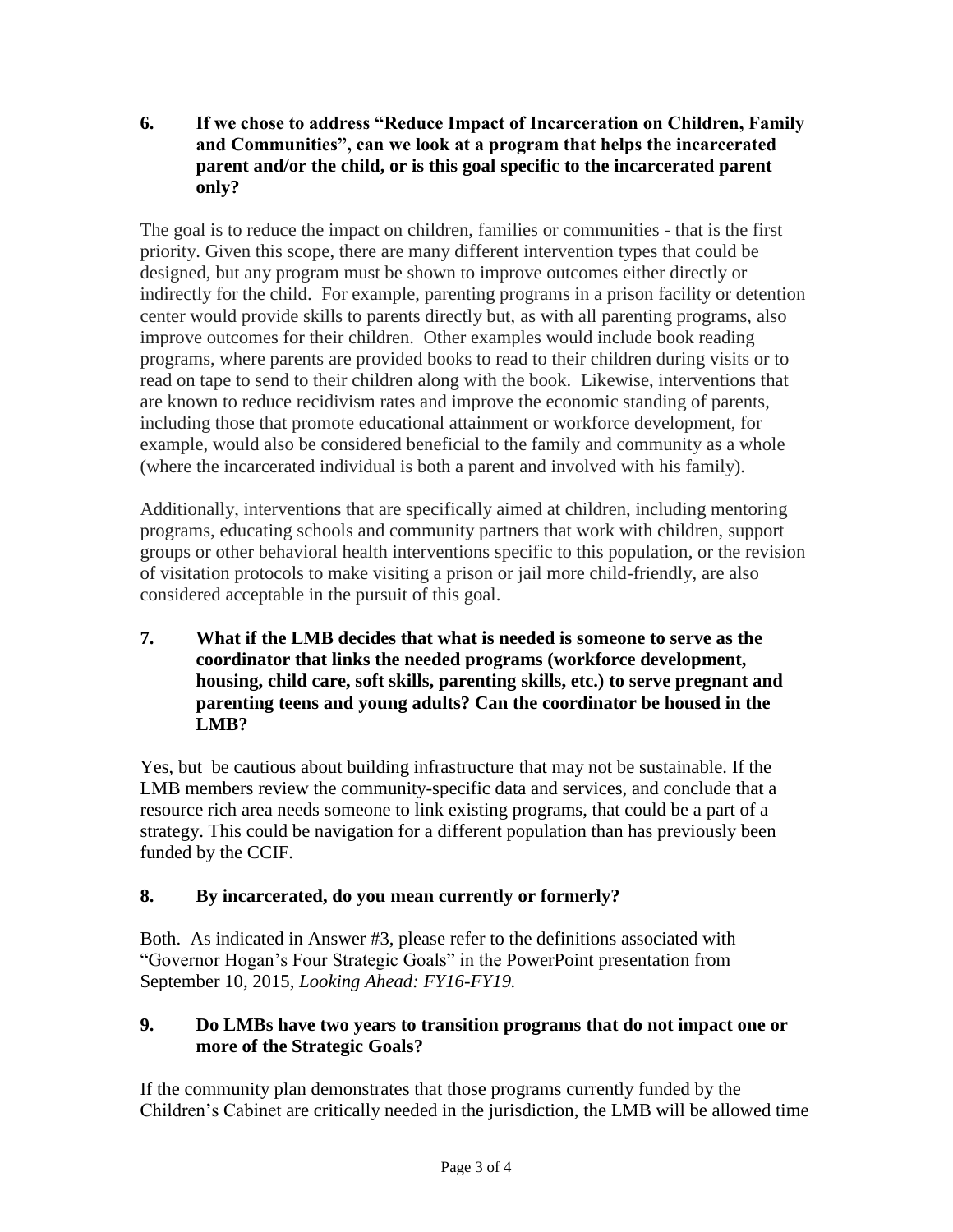**6. If we chose to address "Reduce Impact of Incarceration on Children, Family and Communities", can we look at a program that helps the incarcerated parent and/or the child, or is this goal specific to the incarcerated parent only?**

The goal is to reduce the impact on children, families or communities - that is the first priority. Given this scope, there are many different intervention types that could be designed, but any program must be shown to improve outcomes either directly or indirectly for the child. For example, parenting programs in a prison facility or detention center would provide skills to parents directly but, as with all parenting programs, also improve outcomes for their children. Other examples would include book reading programs, where parents are provided books to read to their children during visits or to read on tape to send to their children along with the book. Likewise, interventions that are known to reduce recidivism rates and improve the economic standing of parents, including those that promote educational attainment or workforce development, for example, would also be considered beneficial to the family and community as a whole (where the incarcerated individual is both a parent and involved with his family).

Additionally, interventions that are specifically aimed at children, including mentoring programs, educating schools and community partners that work with children, support groups or other behavioral health interventions specific to this population, or the revision of visitation protocols to make visiting a prison or jail more child-friendly, are also considered acceptable in the pursuit of this goal.

**7. What if the LMB decides that what is needed is someone to serve as the coordinator that links the needed programs (workforce development, housing, child care, soft skills, parenting skills, etc.) to serve pregnant and parenting teens and young adults? Can the coordinator be housed in the LMB?**

Yes, but be cautious about building infrastructure that may not be sustainable. If the LMB members review the community-specific data and services, and conclude that a resource rich area needs someone to link existing programs, that could be a part of a strategy. This could be navigation for a different population than has previously been funded by the CCIF.

**8. By incarcerated, do you mean currently or formerly?**

Both. As indicated in Answer #3, please refer to the definitions associated with "Governor Hogan's Four Strategic Goals" in the PowerPoint presentation from September 10, 2015, *Looking Ahead: FY16-FY19.*

**9. Do LMBs have two years to transition programs that do not impact one or more of the Strategic Goals?**

If the community plan demonstrates that those programs currently funded by the Children's Cabinet are critically needed in the jurisdiction, the LMB will be allowed time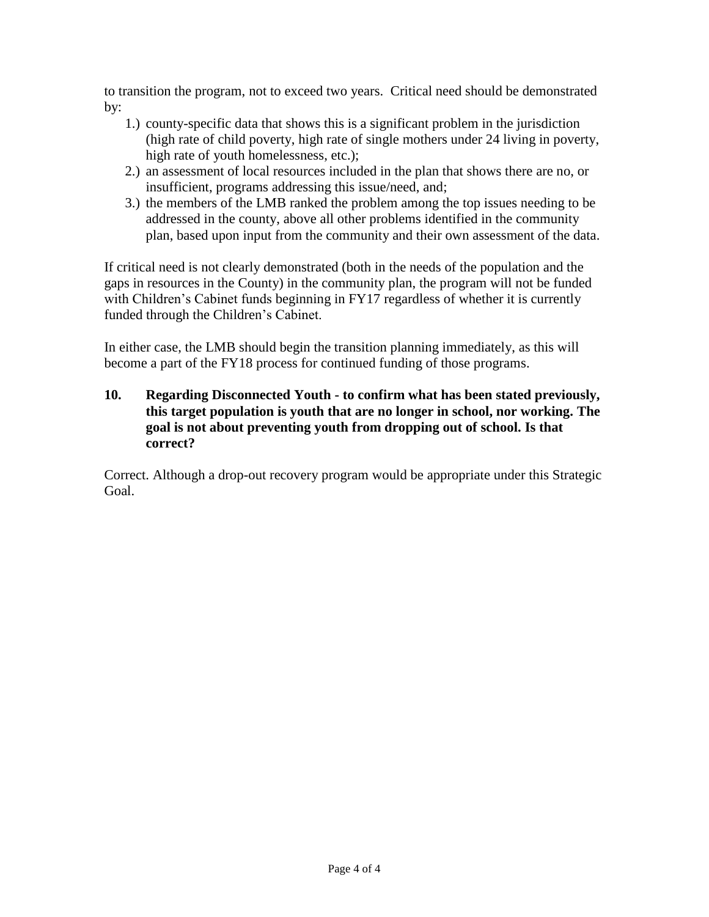to transition the program, not to exceed two years. Critical need should be demonstrated by:

1.) county-specific data that shows this is a significant problem in the jurisdiction (high rate of child poverty, high rate of single mothers under 24 living in poverty, high rate of youth homelessness, etc.);
2.) an assessment of local resources included in the plan that shows there are no, or insufficient, programs addressing this issue/need, and;
3.) the members of the LMB ranked the problem among the top issues needing to be addressed in the county, above all other problems identified in the community plan, based upon input from the community and their own assessment of the data.

If critical need is not clearly demonstrated (both in the needs of the population and the gaps in resources in the County) in the community plan, the program will not be funded with Children's Cabinet funds beginning in FY17 regardless of whether it is currently funded through the Children's Cabinet.

In either case, the LMB should begin the transition planning immediately, as this will become a part of the FY18 process for continued funding of those programs.

**10. Regarding Disconnected Youth - to confirm what has been stated previously, this target population is youth that are no longer in school, nor working. The goal is not about preventing youth from dropping out of school. Is that correct?**

Correct. Although a drop-out recovery program would be appropriate under this Strategic Goal.